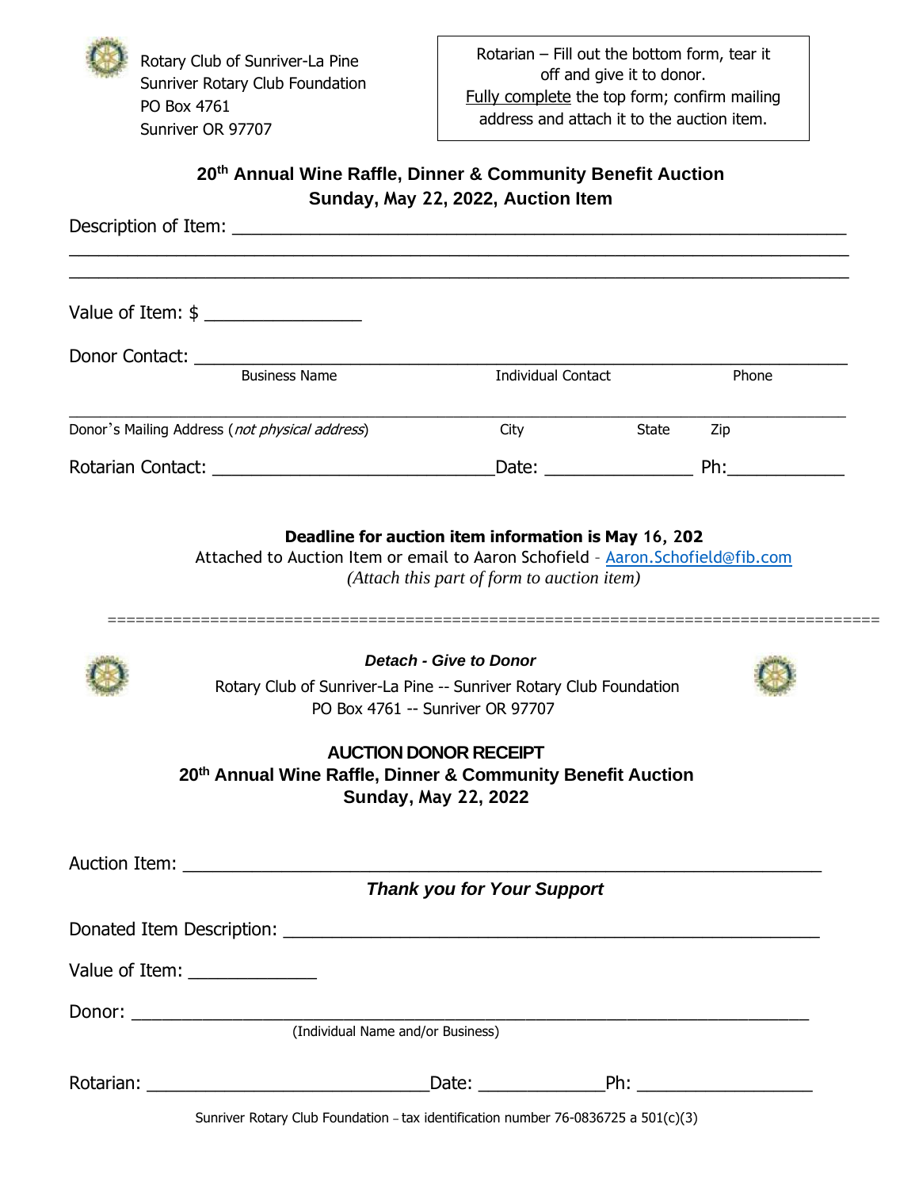Rotary Club of Sunriver-La Pine
Sunriver Rotary Club Foundation
PO Box 4761
Sunriver OR 97707

> Rotarian – Fill out the bottom form, tear it off and give it to donor.
> Fully complete the top form; confirm mailing address and attach it to the auction item.

## 20th Annual Wine Raffle, Dinner & Community Benefit Auction
## Sunday, May 22, 2022, Auction Item

Description of Item: ______________________________________________________________

______________________________________________________________

______________________________________________________________

Value of Item: $ ________________

Donor Contact: ______________________________________________________________

Business Name | Individual Contact | Phone

______________________________________________________________

Donor's Mailing Address (*not physical address*) | City | State | Zip

Rotarian Contact: ____________________________ Date: _______________ Ph: ____________

**Deadline for auction item information is May 16, 202**

Attached to Auction Item or email to Aaron Schofield - Aaron.Schofield@fib.com

*(Attach this part of form to auction item)*

==========================================================================

***Detach - Give to Donor***

Rotary Club of Sunriver-La Pine -- Sunriver Rotary Club Foundation
PO Box 4761 -- Sunriver OR 97707

**AUCTION DONOR RECEIPT**

**20th Annual Wine Raffle, Dinner & Community Benefit Auction**

**Sunday, May 22, 2022**

Auction Item: ______________________________________________________________

***Thank you for Your Support***

Donated Item Description: ______________________________________________________

Value of Item: _____________

Donor: ______________________________________________________________

(Individual Name and/or Business)

Rotarian: ____________________________ Date: _____________ Ph: __________________

Sunriver Rotary Club Foundation – tax identification number 76-0836725 a 501(c)(3)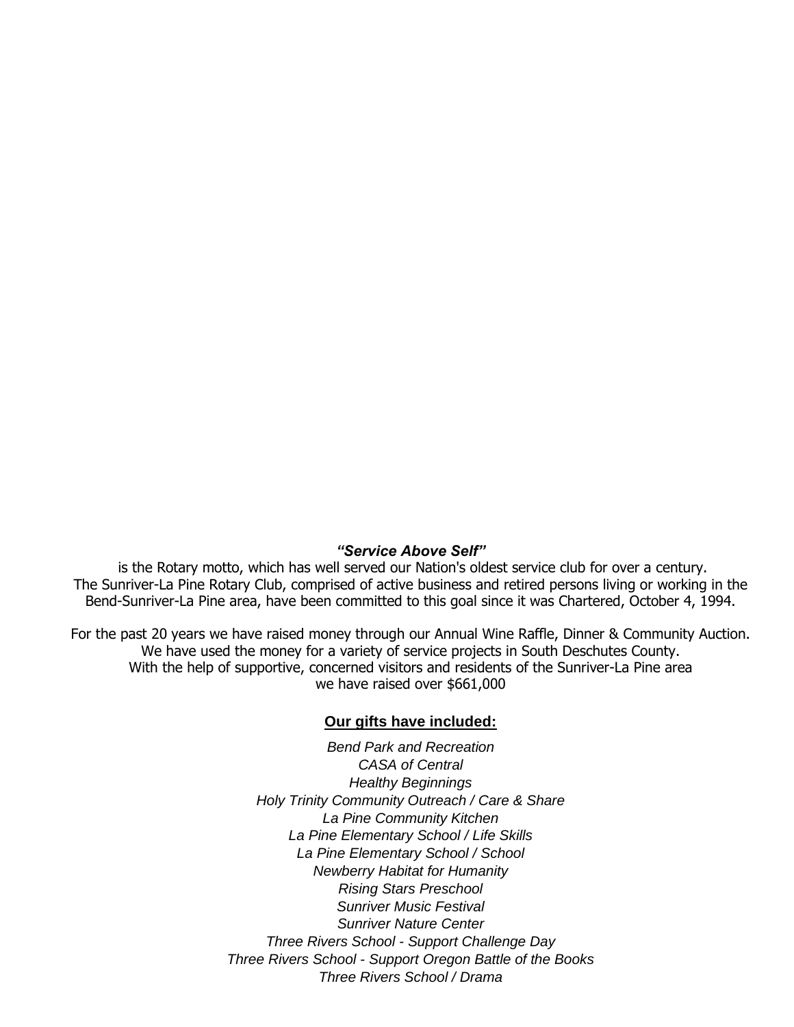***"Service Above Self"***

is the Rotary motto, which has well served our Nation's oldest service club for over a century.
The Sunriver-La Pine Rotary Club, comprised of active business and retired persons living or working in the Bend-Sunriver-La Pine area, have been committed to this goal since it was Chartered, October 4, 1994.

For the past 20 years we have raised money through our Annual Wine Raffle, Dinner & Community Auction.
We have used the money for a variety of service projects in South Deschutes County.
With the help of supportive, concerned visitors and residents of the Sunriver-La Pine area
we have raised over $661,000

**Our gifts have included:**

*Bend Park and Recreation*
*CASA of Central*
*Healthy Beginnings*
*Holy Trinity Community Outreach / Care & Share*
*La Pine Community Kitchen*
*La Pine Elementary School / Life Skills*
*La Pine Elementary School / School*
*Newberry Habitat for Humanity*
*Rising Stars Preschool*
*Sunriver Music Festival*
*Sunriver Nature Center*
*Three Rivers School - Support Challenge Day*
*Three Rivers School - Support Oregon Battle of the Books*
*Three Rivers School / Drama*